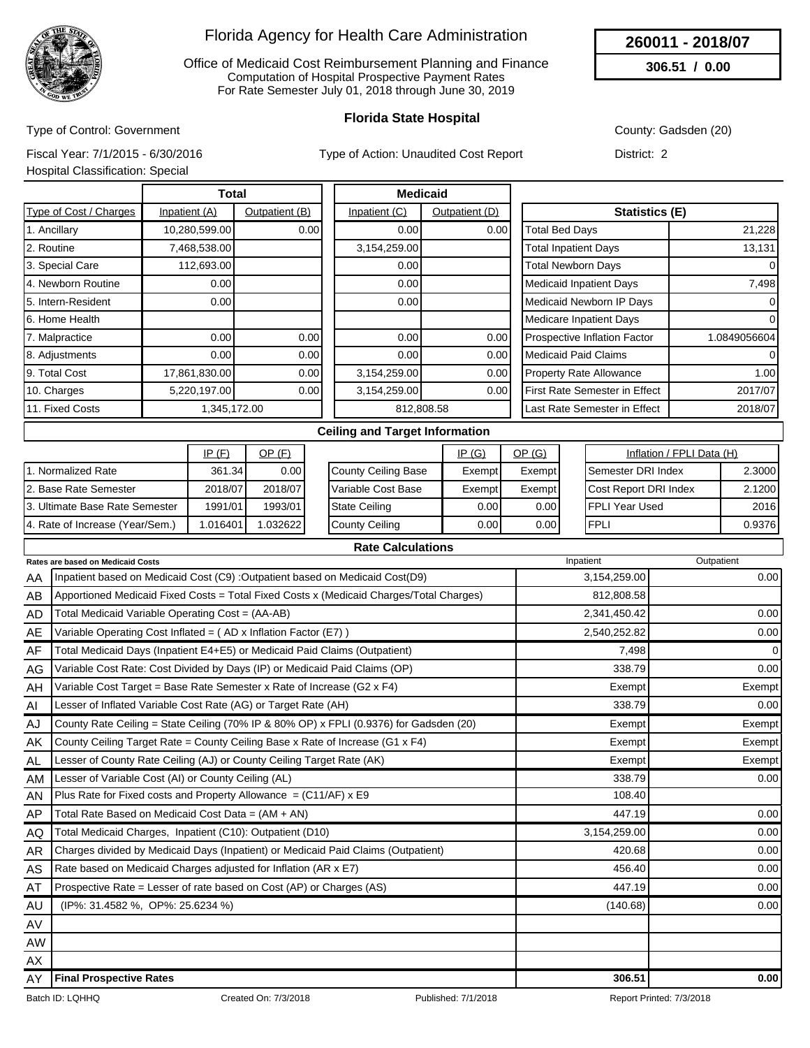# Florida Agency for Health Care Administration

Office of Medicaid Cost Reimbursement Planning and Finance
Computation of Hospital Prospective Payment Rates
For Rate Semester July 01, 2018 through June 30, 2019

**260011 - 2018/07**

**306.51 / 0.00**

## Florida State Hospital

Type of Control: Government

County: Gadsden (20)

Fiscal Year: 7/1/2015 - 6/30/2016

Type of Action: Unaudited Cost Report

District: 2

Hospital Classification: Special

| Type of Cost / Charges | Total Inpatient (A) | Total Outpatient (B) | Medicaid Inpatient (C) | Medicaid Outpatient (D) |
|---|---|---|---|---|
| 1. Ancillary | 10,280,599.00 | 0.00 | 0.00 | 0.00 |
| 2. Routine | 7,468,538.00 | | 3,154,259.00 | |
| 3. Special Care | 112,693.00 | | 0.00 | |
| 4. Newborn Routine | 0.00 | | 0.00 | |
| 5. Intern-Resident | 0.00 | | 0.00 | |
| 6. Home Health | | | | |
| 7. Malpractice | 0.00 | 0.00 | 0.00 | 0.00 |
| 8. Adjustments | 0.00 | 0.00 | 0.00 | 0.00 |
| 9. Total Cost | 17,861,830.00 | 0.00 | 3,154,259.00 | 0.00 |
| 10. Charges | 5,220,197.00 | 0.00 | 3,154,259.00 | 0.00 |
| 11. Fixed Costs | 1,345,172.00 | | 812,808.58 | |

| Statistics (E) | |
|---|---|
| Total Bed Days | 21,228 |
| Total Inpatient Days | 13,131 |
| Total Newborn Days | 0 |
| Medicaid Inpatient Days | 7,498 |
| Medicaid Newborn IP Days | 0 |
| Medicare Inpatient Days | 0 |
| Prospective Inflation Factor | 1.0849056604 |
| Medicaid Paid Claims | 0 |
| Property Rate Allowance | 1.00 |
| First Rate Semester in Effect | 2017/07 |
| Last Rate Semester in Effect | 2018/07 |

### Ceiling and Target Information

| | IP (F) | OP (F) |
|---|---|---|
| 1. Normalized Rate | 361.34 | 0.00 |
| 2. Base Rate Semester | 2018/07 | 2018/07 |
| 3. Ultimate Base Rate Semester | 1991/01 | 1993/01 |
| 4. Rate of Increase (Year/Sem.) | 1.016401 | 1.032622 |

| | IP (G) | OP (G) |
|---|---|---|
| County Ceiling Base | Exempt | Exempt |
| Variable Cost Base | Exempt | Exempt |
| State Ceiling | 0.00 | 0.00 |
| County Ceiling | 0.00 | 0.00 |

| Inflation / FPLI Data (H) | |
|---|---|
| Semester DRI Index | 2.3000 |
| Cost Report DRI Index | 2.1200 |
| FPLI Year Used | 2016 |
| FPLI | 0.9376 |

### Rate Calculations

| | Rates are based on Medicaid Costs | Inpatient | Outpatient |
|---|---|---|---|
| AA | Inpatient based on Medicaid Cost (C9) :Outpatient based on Medicaid Cost(D9) | 3,154,259.00 | 0.00 |
| AB | Apportioned Medicaid Fixed Costs = Total Fixed Costs x (Medicaid Charges/Total Charges) | 812,808.58 | |
| AD | Total Medicaid Variable Operating Cost = (AA-AB) | 2,341,450.42 | 0.00 |
| AE | Variable Operating Cost Inflated = ( AD x Inflation Factor (E7) ) | 2,540,252.82 | 0.00 |
| AF | Total Medicaid Days (Inpatient E4+E5) or Medicaid Paid Claims (Outpatient) | 7,498 | 0 |
| AG | Variable Cost Rate: Cost Divided by Days (IP) or Medicaid Paid Claims (OP) | 338.79 | 0.00 |
| AH | Variable Cost Target = Base Rate Semester x Rate of Increase (G2 x F4) | Exempt | Exempt |
| AI | Lesser of Inflated Variable Cost Rate (AG) or Target Rate (AH) | 338.79 | 0.00 |
| AJ | County Rate Ceiling = State Ceiling (70% IP & 80% OP) x FPLI (0.9376) for Gadsden (20) | Exempt | Exempt |
| AK | County Ceiling Target Rate = County Ceiling Base x Rate of Increase (G1 x F4) | Exempt | Exempt |
| AL | Lesser of County Rate Ceiling (AJ) or County Ceiling Target Rate (AK) | Exempt | Exempt |
| AM | Lesser of Variable Cost (AI) or County Ceiling (AL) | 338.79 | 0.00 |
| AN | Plus Rate for Fixed costs and Property Allowance = (C11/AF) x E9 | 108.40 | |
| AP | Total Rate Based on Medicaid Cost Data = (AM + AN) | 447.19 | 0.00 |
| AQ | Total Medicaid Charges, Inpatient (C10): Outpatient (D10) | 3,154,259.00 | 0.00 |
| AR | Charges divided by Medicaid Days (Inpatient) or Medicaid Paid Claims (Outpatient) | 420.68 | 0.00 |
| AS | Rate based on Medicaid Charges adjusted for Inflation (AR x E7) | 456.40 | 0.00 |
| AT | Prospective Rate = Lesser of rate based on Cost (AP) or Charges (AS) | 447.19 | 0.00 |
| AU | (IP%: 31.4582 %, OP%: 25.6234 %) | (140.68) | 0.00 |
| AV | | | |
| AW | | | |
| AX | | | |
| AY | **Final Prospective Rates** | **306.51** | **0.00** |

Batch ID: LQHHQ Created On: 7/3/2018 Published: 7/1/2018 Report Printed: 7/3/2018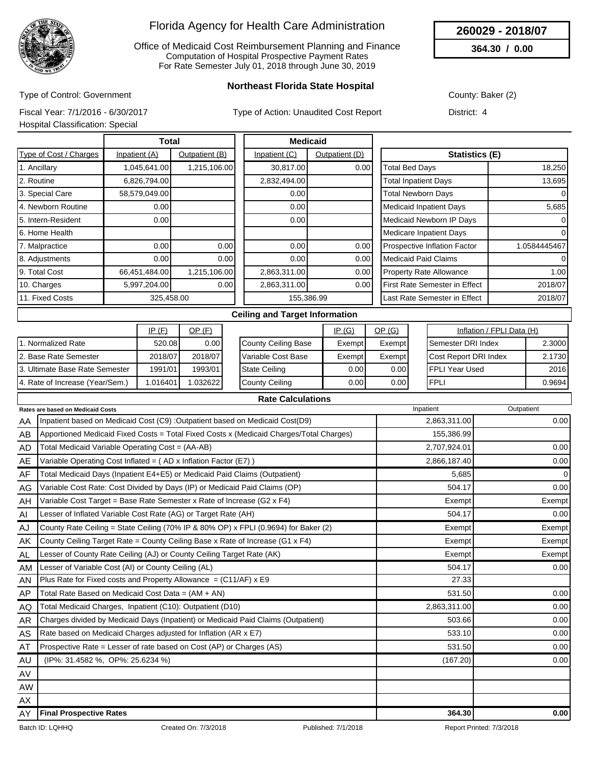# Florida Agency for Health Care Administration

Office of Medicaid Cost Reimbursement Planning and Finance
Computation of Hospital Prospective Payment Rates
For Rate Semester July 01, 2018 through June 30, 2019

**260029 - 2018/07**

**364.30 / 0.00**

## Northeast Florida State Hospital

Type of Control: Government

County: Baker (2)

Fiscal Year: 7/1/2016 - 6/30/2017

Type of Action: Unaudited Cost Report

District: 4

Hospital Classification: Special

| Type of Cost / Charges | Total Inpatient (A) | Total Outpatient (B) | Medicaid Inpatient (C) | Medicaid Outpatient (D) |
|---|---|---|---|---|
| 1. Ancillary | 1,045,641.00 | 1,215,106.00 | 30,817.00 | 0.00 |
| 2. Routine | 6,826,794.00 | | 2,832,494.00 | |
| 3. Special Care | 58,579,049.00 | | 0.00 | |
| 4. Newborn Routine | 0.00 | | 0.00 | |
| 5. Intern-Resident | 0.00 | | 0.00 | |
| 6. Home Health | | | | |
| 7. Malpractice | 0.00 | 0.00 | 0.00 | 0.00 |
| 8. Adjustments | 0.00 | 0.00 | 0.00 | 0.00 |
| 9. Total Cost | 66,451,484.00 | 1,215,106.00 | 2,863,311.00 | 0.00 |
| 10. Charges | 5,997,204.00 | 0.00 | 2,863,311.00 | 0.00 |
| 11. Fixed Costs | 325,458.00 | | 155,386.99 | |

| Statistics (E) | |
|---|---|
| Total Bed Days | 18,250 |
| Total Inpatient Days | 13,695 |
| Total Newborn Days | 0 |
| Medicaid Inpatient Days | 5,685 |
| Medicaid Newborn IP Days | 0 |
| Medicare Inpatient Days | 0 |
| Prospective Inflation Factor | 1.0584445467 |
| Medicaid Paid Claims | 0 |
| Property Rate Allowance | 1.00 |
| First Rate Semester in Effect | 2018/07 |
| Last Rate Semester in Effect | 2018/07 |

### Ceiling and Target Information

| | IP (F) | OP (F) |
|---|---|---|
| 1. Normalized Rate | 520.08 | 0.00 |
| 2. Base Rate Semester | 2018/07 | 2018/07 |
| 3. Ultimate Base Rate Semester | 1991/01 | 1993/01 |
| 4. Rate of Increase (Year/Sem.) | 1.016401 | 1.032622 |

| | IP (G) | OP (G) |
|---|---|---|
| County Ceiling Base | Exempt | Exempt |
| Variable Cost Base | Exempt | Exempt |
| State Ceiling | 0.00 | 0.00 |
| County Ceiling | 0.00 | 0.00 |

| Inflation / FPLI Data (H) | |
|---|---|
| Semester DRI Index | 2.3000 |
| Cost Report DRI Index | 2.1730 |
| FPLI Year Used | 2016 |
| FPLI | 0.9694 |

### Rate Calculations

| | Rates are based on Medicaid Costs | Inpatient | Outpatient |
|---|---|---|---|
| AA | Inpatient based on Medicaid Cost (C9) :Outpatient based on Medicaid Cost(D9) | 2,863,311.00 | 0.00 |
| AB | Apportioned Medicaid Fixed Costs = Total Fixed Costs x (Medicaid Charges/Total Charges) | 155,386.99 | |
| AD | Total Medicaid Variable Operating Cost = (AA-AB) | 2,707,924.01 | 0.00 |
| AE | Variable Operating Cost Inflated = ( AD x Inflation Factor (E7) ) | 2,866,187.40 | 0.00 |
| AF | Total Medicaid Days (Inpatient E4+E5) or Medicaid Paid Claims (Outpatient) | 5,685 | 0 |
| AG | Variable Cost Rate: Cost Divided by Days (IP) or Medicaid Paid Claims (OP) | 504.17 | 0.00 |
| AH | Variable Cost Target = Base Rate Semester x Rate of Increase (G2 x F4) | Exempt | Exempt |
| AI | Lesser of Inflated Variable Cost Rate (AG) or Target Rate (AH) | 504.17 | 0.00 |
| AJ | County Rate Ceiling = State Ceiling (70% IP & 80% OP) x FPLI (0.9694) for Baker (2) | Exempt | Exempt |
| AK | County Ceiling Target Rate = County Ceiling Base x Rate of Increase (G1 x F4) | Exempt | Exempt |
| AL | Lesser of County Rate Ceiling (AJ) or County Ceiling Target Rate (AK) | Exempt | Exempt |
| AM | Lesser of Variable Cost (AI) or County Ceiling (AL) | 504.17 | 0.00 |
| AN | Plus Rate for Fixed costs and Property Allowance = (C11/AF) x E9 | 27.33 | |
| AP | Total Rate Based on Medicaid Cost Data = (AM + AN) | 531.50 | 0.00 |
| AQ | Total Medicaid Charges, Inpatient (C10): Outpatient (D10) | 2,863,311.00 | 0.00 |
| AR | Charges divided by Medicaid Days (Inpatient) or Medicaid Paid Claims (Outpatient) | 503.66 | 0.00 |
| AS | Rate based on Medicaid Charges adjusted for Inflation (AR x E7) | 533.10 | 0.00 |
| AT | Prospective Rate = Lesser of rate based on Cost (AP) or Charges (AS) | 531.50 | 0.00 |
| AU | (IP%: 31.4582 %, OP%: 25.6234 %) | (167.20) | 0.00 |
| AV | | | |
| AW | | | |
| AX | | | |
| AY | **Final Prospective Rates** | **364.30** | **0.00** |

Batch ID: LQHHQ | Created On: 7/3/2018 | Published: 7/1/2018 | Report Printed: 7/3/2018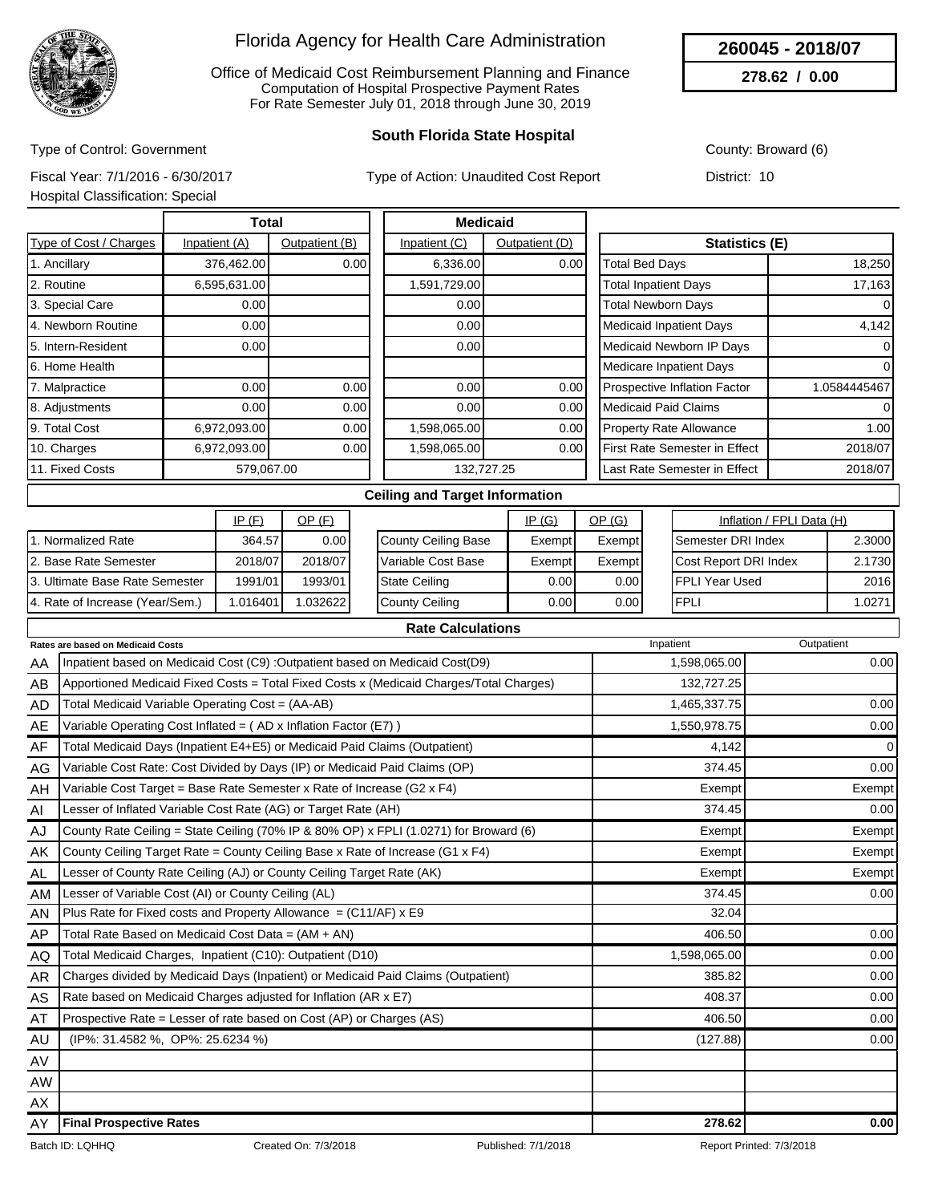# Florida Agency for Health Care Administration

Office of Medicaid Cost Reimbursement Planning and Finance
Computation of Hospital Prospective Payment Rates
For Rate Semester July 01, 2018 through June 30, 2019

**260045 - 2018/07**

**278.62 / 0.00**

## South Florida State Hospital

Type of Control: Government

County: Broward (6)

Fiscal Year: 7/1/2016 - 6/30/2017

Type of Action: Unaudited Cost Report

District: 10

Hospital Classification: Special

| Type of Cost / Charges | Total Inpatient (A) | Total Outpatient (B) | Medicaid Inpatient (C) | Medicaid Outpatient (D) |
|---|---|---|---|---|
| 1. Ancillary | 376,462.00 | 0.00 | 6,336.00 | 0.00 |
| 2. Routine | 6,595,631.00 | | 1,591,729.00 | |
| 3. Special Care | 0.00 | | 0.00 | |
| 4. Newborn Routine | 0.00 | | 0.00 | |
| 5. Intern-Resident | 0.00 | | 0.00 | |
| 6. Home Health | | | | |
| 7. Malpractice | 0.00 | 0.00 | 0.00 | 0.00 |
| 8. Adjustments | 0.00 | 0.00 | 0.00 | 0.00 |
| 9. Total Cost | 6,972,093.00 | 0.00 | 1,598,065.00 | 0.00 |
| 10. Charges | 6,972,093.00 | 0.00 | 1,598,065.00 | 0.00 |
| 11. Fixed Costs | 579,067.00 | | 132,727.25 | |

| Statistics (E) | |
|---|---|
| Total Bed Days | 18,250 |
| Total Inpatient Days | 17,163 |
| Total Newborn Days | 0 |
| Medicaid Inpatient Days | 4,142 |
| Medicaid Newborn IP Days | 0 |
| Medicare Inpatient Days | 0 |
| Prospective Inflation Factor | 1.0584445467 |
| Medicaid Paid Claims | 0 |
| Property Rate Allowance | 1.00 |
| First Rate Semester in Effect | 2018/07 |
| Last Rate Semester in Effect | 2018/07 |

### Ceiling and Target Information

| | IP (F) | OP (F) |
|---|---|---|
| 1. Normalized Rate | 364.57 | 0.00 |
| 2. Base Rate Semester | 2018/07 | 2018/07 |
| 3. Ultimate Base Rate Semester | 1991/01 | 1993/01 |
| 4. Rate of Increase (Year/Sem.) | 1.016401 | 1.032622 |

| | IP (G) | OP (G) |
|---|---|---|
| County Ceiling Base | Exempt | Exempt |
| Variable Cost Base | Exempt | Exempt |
| State Ceiling | 0.00 | 0.00 |
| County Ceiling | 0.00 | 0.00 |

| Inflation / FPLI Data (H) | |
|---|---|
| Semester DRI Index | 2.3000 |
| Cost Report DRI Index | 2.1730 |
| FPLI Year Used | 2016 |
| FPLI | 1.0271 |

### Rate Calculations

| | Rates are based on Medicaid Costs | Inpatient | Outpatient |
|---|---|---|---|
| AA | Inpatient based on Medicaid Cost (C9) :Outpatient based on Medicaid Cost(D9) | 1,598,065.00 | 0.00 |
| AB | Apportioned Medicaid Fixed Costs = Total Fixed Costs x (Medicaid Charges/Total Charges) | 132,727.25 | |
| AD | Total Medicaid Variable Operating Cost = (AA-AB) | 1,465,337.75 | 0.00 |
| AE | Variable Operating Cost Inflated = ( AD x Inflation Factor (E7) ) | 1,550,978.75 | 0.00 |
| AF | Total Medicaid Days (Inpatient E4+E5) or Medicaid Paid Claims (Outpatient) | 4,142 | 0 |
| AG | Variable Cost Rate: Cost Divided by Days (IP) or Medicaid Paid Claims (OP) | 374.45 | 0.00 |
| AH | Variable Cost Target = Base Rate Semester x Rate of Increase (G2 x F4) | Exempt | Exempt |
| AI | Lesser of Inflated Variable Cost Rate (AG) or Target Rate (AH) | 374.45 | 0.00 |
| AJ | County Rate Ceiling = State Ceiling (70% IP & 80% OP) x FPLI (1.0271) for Broward (6) | Exempt | Exempt |
| AK | County Ceiling Target Rate = County Ceiling Base x Rate of Increase (G1 x F4) | Exempt | Exempt |
| AL | Lesser of County Rate Ceiling (AJ) or County Ceiling Target Rate (AK) | Exempt | Exempt |
| AM | Lesser of Variable Cost (AI) or County Ceiling (AL) | 374.45 | 0.00 |
| AN | Plus Rate for Fixed costs and Property Allowance = (C11/AF) x E9 | 32.04 | |
| AP | Total Rate Based on Medicaid Cost Data = (AM + AN) | 406.50 | 0.00 |
| AQ | Total Medicaid Charges, Inpatient (C10): Outpatient (D10) | 1,598,065.00 | 0.00 |
| AR | Charges divided by Medicaid Days (Inpatient) or Medicaid Paid Claims (Outpatient) | 385.82 | 0.00 |
| AS | Rate based on Medicaid Charges adjusted for Inflation (AR x E7) | 408.37 | 0.00 |
| AT | Prospective Rate = Lesser of rate based on Cost (AP) or Charges (AS) | 406.50 | 0.00 |
| AU | (IP%: 31.4582 %, OP%: 25.6234 %) | (127.88) | 0.00 |
| AV | | | |
| AW | | | |
| AX | | | |
| AY | **Final Prospective Rates** | **278.62** | **0.00** |

Batch ID: LQHHQ    Created On: 7/3/2018    Published: 7/1/2018    Report Printed: 7/3/2018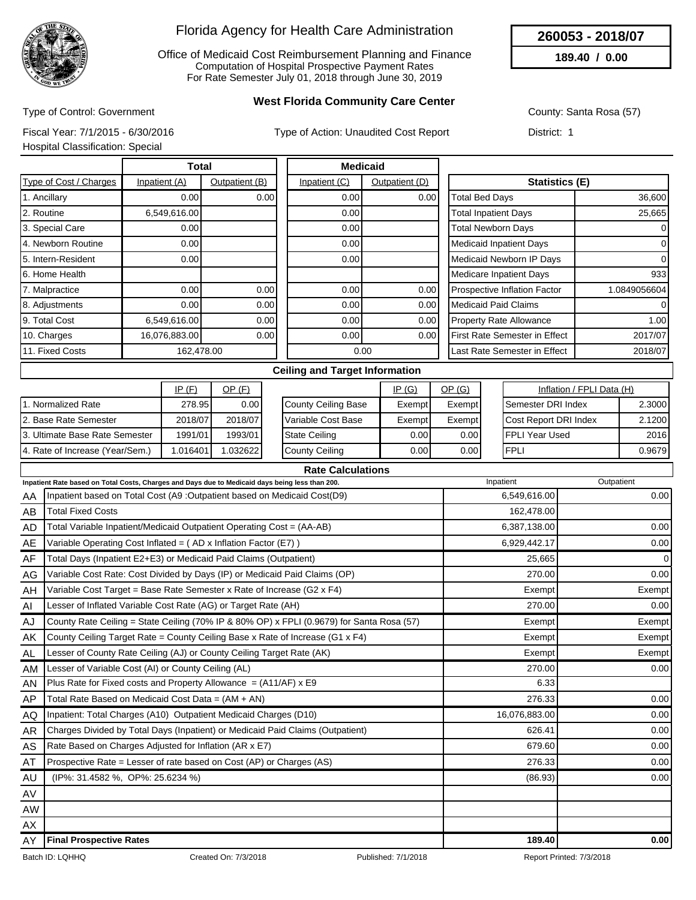# Florida Agency for Health Care Administration

Office of Medicaid Cost Reimbursement Planning and Finance
Computation of Hospital Prospective Payment Rates
For Rate Semester July 01, 2018 through June 30, 2019

**260053 - 2018/07**

**189.40 / 0.00**

## West Florida Community Care Center

Type of Control: Government

County: Santa Rosa (57)

Fiscal Year: 7/1/2015 - 6/30/2016

Type of Action: Unaudited Cost Report

District: 1

Hospital Classification: Special

| Type of Cost / Charges | Total Inpatient (A) | Total Outpatient (B) | Medicaid Inpatient (C) | Medicaid Outpatient (D) |
|---|---|---|---|---|
| 1. Ancillary | 0.00 | 0.00 | 0.00 | 0.00 |
| 2. Routine | 6,549,616.00 | | 0.00 | |
| 3. Special Care | 0.00 | | 0.00 | |
| 4. Newborn Routine | 0.00 | | 0.00 | |
| 5. Intern-Resident | 0.00 | | 0.00 | |
| 6. Home Health | | | | |
| 7. Malpractice | 0.00 | 0.00 | 0.00 | 0.00 |
| 8. Adjustments | 0.00 | 0.00 | 0.00 | 0.00 |
| 9. Total Cost | 6,549,616.00 | 0.00 | 0.00 | 0.00 |
| 10. Charges | 16,076,883.00 | 0.00 | 0.00 | 0.00 |
| 11. Fixed Costs | 162,478.00 | | 0.00 | |

| Statistics (E) | |
|---|---|
| Total Bed Days | 36,600 |
| Total Inpatient Days | 25,665 |
| Total Newborn Days | 0 |
| Medicaid Inpatient Days | 0 |
| Medicaid Newborn IP Days | 0 |
| Medicare Inpatient Days | 933 |
| Prospective Inflation Factor | 1.0849056604 |
| Medicaid Paid Claims | 0 |
| Property Rate Allowance | 1.00 |
| First Rate Semester in Effect | 2017/07 |
| Last Rate Semester in Effect | 2018/07 |

### Ceiling and Target Information

| | IP (F) | OP (F) |
|---|---|---|
| 1. Normalized Rate | 278.95 | 0.00 |
| 2. Base Rate Semester | 2018/07 | 2018/07 |
| 3. Ultimate Base Rate Semester | 1991/01 | 1993/01 |
| 4. Rate of Increase (Year/Sem.) | 1.016401 | 1.032622 |

| | IP (G) | OP (G) |
|---|---|---|
| County Ceiling Base | Exempt | Exempt |
| Variable Cost Base | Exempt | Exempt |
| State Ceiling | 0.00 | 0.00 |
| County Ceiling | 0.00 | 0.00 |

| Inflation / FPLI Data (H) | |
|---|---|
| Semester DRI Index | 2.3000 |
| Cost Report DRI Index | 2.1200 |
| FPLI Year Used | 2016 |
| FPLI | 0.9679 |

### Rate Calculations

Inpatient Rate based on Total Costs, Charges and Days due to Medicaid days being less than 200.

| | | Inpatient | Outpatient |
|---|---|---|---|
| AA | Inpatient based on Total Cost (A9 :Outpatient based on Medicaid Cost(D9) | 6,549,616.00 | 0.00 |
| AB | Total Fixed Costs | 162,478.00 | |
| AD | Total Variable Inpatient/Medicaid Outpatient Operating Cost = (AA-AB) | 6,387,138.00 | 0.00 |
| AE | Variable Operating Cost Inflated = ( AD x Inflation Factor (E7) ) | 6,929,442.17 | 0.00 |
| AF | Total Days (Inpatient E2+E3) or Medicaid Paid Claims (Outpatient) | 25,665 | 0 |
| AG | Variable Cost Rate: Cost Divided by Days (IP) or Medicaid Paid Claims (OP) | 270.00 | 0.00 |
| AH | Variable Cost Target = Base Rate Semester x Rate of Increase (G2 x F4) | Exempt | Exempt |
| AI | Lesser of Inflated Variable Cost Rate (AG) or Target Rate (AH) | 270.00 | 0.00 |
| AJ | County Rate Ceiling = State Ceiling (70% IP & 80% OP) x FPLI (0.9679) for Santa Rosa (57) | Exempt | Exempt |
| AK | County Ceiling Target Rate = County Ceiling Base x Rate of Increase (G1 x F4) | Exempt | Exempt |
| AL | Lesser of County Rate Ceiling (AJ) or County Ceiling Target Rate (AK) | Exempt | Exempt |
| AM | Lesser of Variable Cost (AI) or County Ceiling (AL) | 270.00 | 0.00 |
| AN | Plus Rate for Fixed costs and Property Allowance = (A11/AF) x E9 | 6.33 | |
| AP | Total Rate Based on Medicaid Cost Data = (AM + AN) | 276.33 | 0.00 |
| AQ | Inpatient: Total Charges (A10) Outpatient Medicaid Charges (D10) | 16,076,883.00 | 0.00 |
| AR | Charges Divided by Total Days (Inpatient) or Medicaid Paid Claims (Outpatient) | 626.41 | 0.00 |
| AS | Rate Based on Charges Adjusted for Inflation (AR x E7) | 679.60 | 0.00 |
| AT | Prospective Rate = Lesser of rate based on Cost (AP) or Charges (AS) | 276.33 | 0.00 |
| AU | (IP%: 31.4582 %, OP%: 25.6234 %) | (86.93) | 0.00 |
| AV | | | |
| AW | | | |
| AX | | | |
| AY | **Final Prospective Rates** | **189.40** | **0.00** |

Batch ID: LQHHQ    Created On: 7/3/2018    Published: 7/1/2018    Report Printed: 7/3/2018